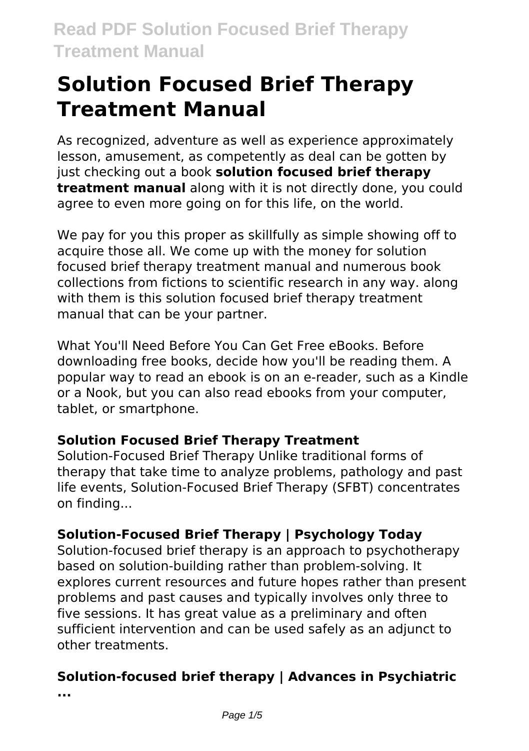# Solution Focused Brief Therapy Treatment Manual

As recognized, adventure as well as experience approximately lesson, amusement, as competently as deal can be gotten by just checking out a book **solution focused brief therapy treatment manual** along with it is not directly done, you could agree to even more going on for this life, on the world.

We pay for you this proper as skillfully as simple showing off to acquire those all. We come up with the money for solution focused brief therapy treatment manual and numerous book collections from fictions to scientific research in any way. along with them is this solution focused brief therapy treatment manual that can be your partner.

What You'll Need Before You Can Get Free eBooks. Before downloading free books, decide how you'll be reading them. A popular way to read an ebook is on an e-reader, such as a Kindle or a Nook, but you can also read ebooks from your computer, tablet, or smartphone.

### Solution Focused Brief Therapy Treatment

Solution-Focused Brief Therapy Unlike traditional forms of therapy that take time to analyze problems, pathology and past life events, Solution-Focused Brief Therapy (SFBT) concentrates on finding...

### Solution-Focused Brief Therapy | Psychology Today

Solution-focused brief therapy is an approach to psychotherapy based on solution-building rather than problem-solving. It explores current resources and future hopes rather than present problems and past causes and typically involves only three to five sessions. It has great value as a preliminary and often sufficient intervention and can be used safely as an adjunct to other treatments.

### Solution-focused brief therapy | Advances in Psychiatric ...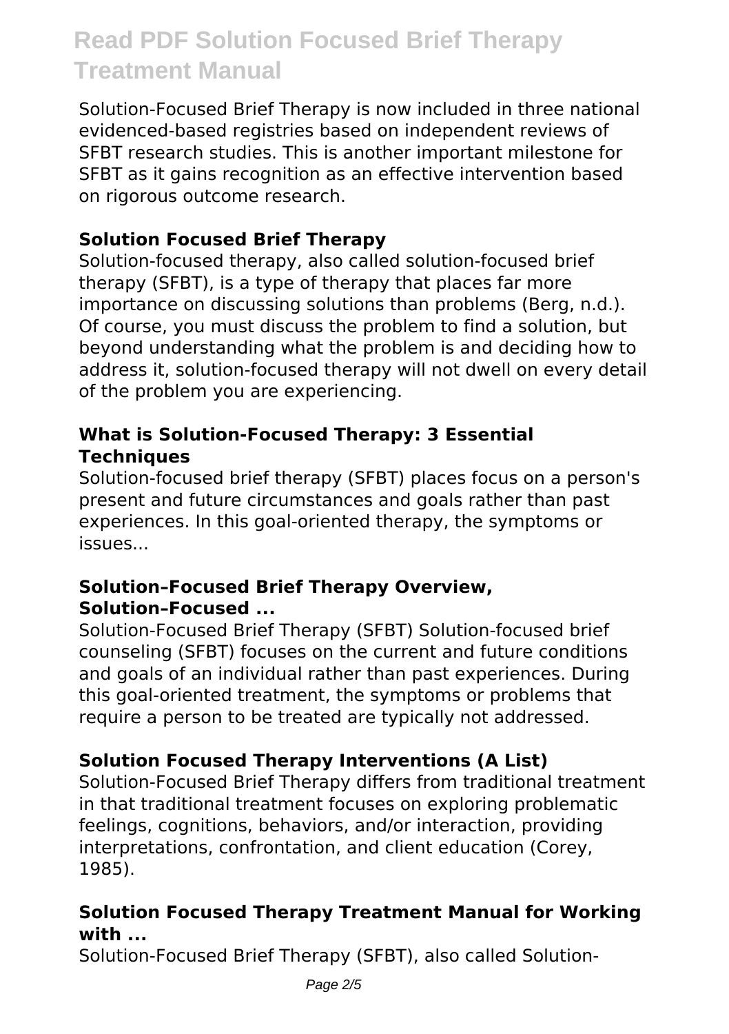Solution-Focused Brief Therapy is now included in three national evidenced-based registries based on independent reviews of SFBT research studies. This is another important milestone for SFBT as it gains recognition as an effective intervention based on rigorous outcome research.

### Solution Focused Brief Therapy

Solution-focused therapy, also called solution-focused brief therapy (SFBT), is a type of therapy that places far more importance on discussing solutions than problems (Berg, n.d.). Of course, you must discuss the problem to find a solution, but beyond understanding what the problem is and deciding how to address it, solution-focused therapy will not dwell on every detail of the problem you are experiencing.

### What is Solution-Focused Therapy: 3 Essential Techniques

Solution-focused brief therapy (SFBT) places focus on a person's present and future circumstances and goals rather than past experiences. In this goal-oriented therapy, the symptoms or issues...

### Solution–Focused Brief Therapy Overview, Solution–Focused ...

Solution-Focused Brief Therapy (SFBT) Solution-focused brief counseling (SFBT) focuses on the current and future conditions and goals of an individual rather than past experiences. During this goal-oriented treatment, the symptoms or problems that require a person to be treated are typically not addressed.

### Solution Focused Therapy Interventions (A List)

Solution-Focused Brief Therapy differs from traditional treatment in that traditional treatment focuses on exploring problematic feelings, cognitions, behaviors, and/or interaction, providing interpretations, confrontation, and client education (Corey, 1985).

### Solution Focused Therapy Treatment Manual for Working with ...

Solution-Focused Brief Therapy (SFBT), also called Solution-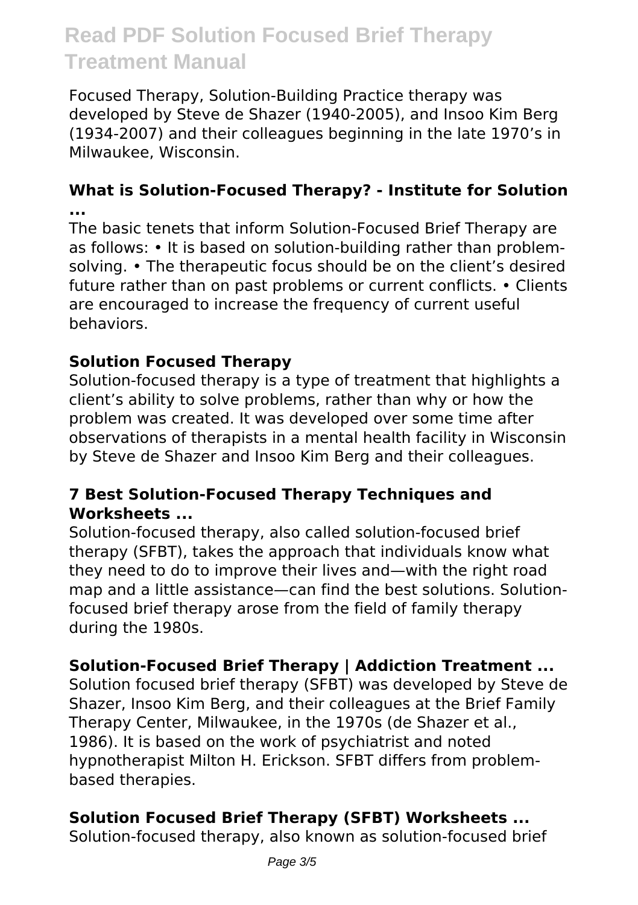Focused Therapy, Solution-Building Practice therapy was developed by Steve de Shazer (1940-2005), and Insoo Kim Berg (1934-2007) and their colleagues beginning in the late 1970's in Milwaukee, Wisconsin.

### What is Solution-Focused Therapy? - Institute for Solution ...

The basic tenets that inform Solution-Focused Brief Therapy are as follows: • It is based on solution-building rather than problem-solving. • The therapeutic focus should be on the client's desired future rather than on past problems or current conflicts. • Clients are encouraged to increase the frequency of current useful behaviors.

### Solution Focused Therapy

Solution-focused therapy is a type of treatment that highlights a client's ability to solve problems, rather than why or how the problem was created. It was developed over some time after observations of therapists in a mental health facility in Wisconsin by Steve de Shazer and Insoo Kim Berg and their colleagues.

### 7 Best Solution-Focused Therapy Techniques and Worksheets ...

Solution-focused therapy, also called solution-focused brief therapy (SFBT), takes the approach that individuals know what they need to do to improve their lives and—with the right road map and a little assistance—can find the best solutions. Solution-focused brief therapy arose from the field of family therapy during the 1980s.

### Solution-Focused Brief Therapy | Addiction Treatment ...

Solution focused brief therapy (SFBT) was developed by Steve de Shazer, Insoo Kim Berg, and their colleagues at the Brief Family Therapy Center, Milwaukee, in the 1970s (de Shazer et al., 1986). It is based on the work of psychiatrist and noted hypnotherapist Milton H. Erickson. SFBT differs from problem-based therapies.

### Solution Focused Brief Therapy (SFBT) Worksheets ...

Solution-focused therapy, also known as solution-focused brief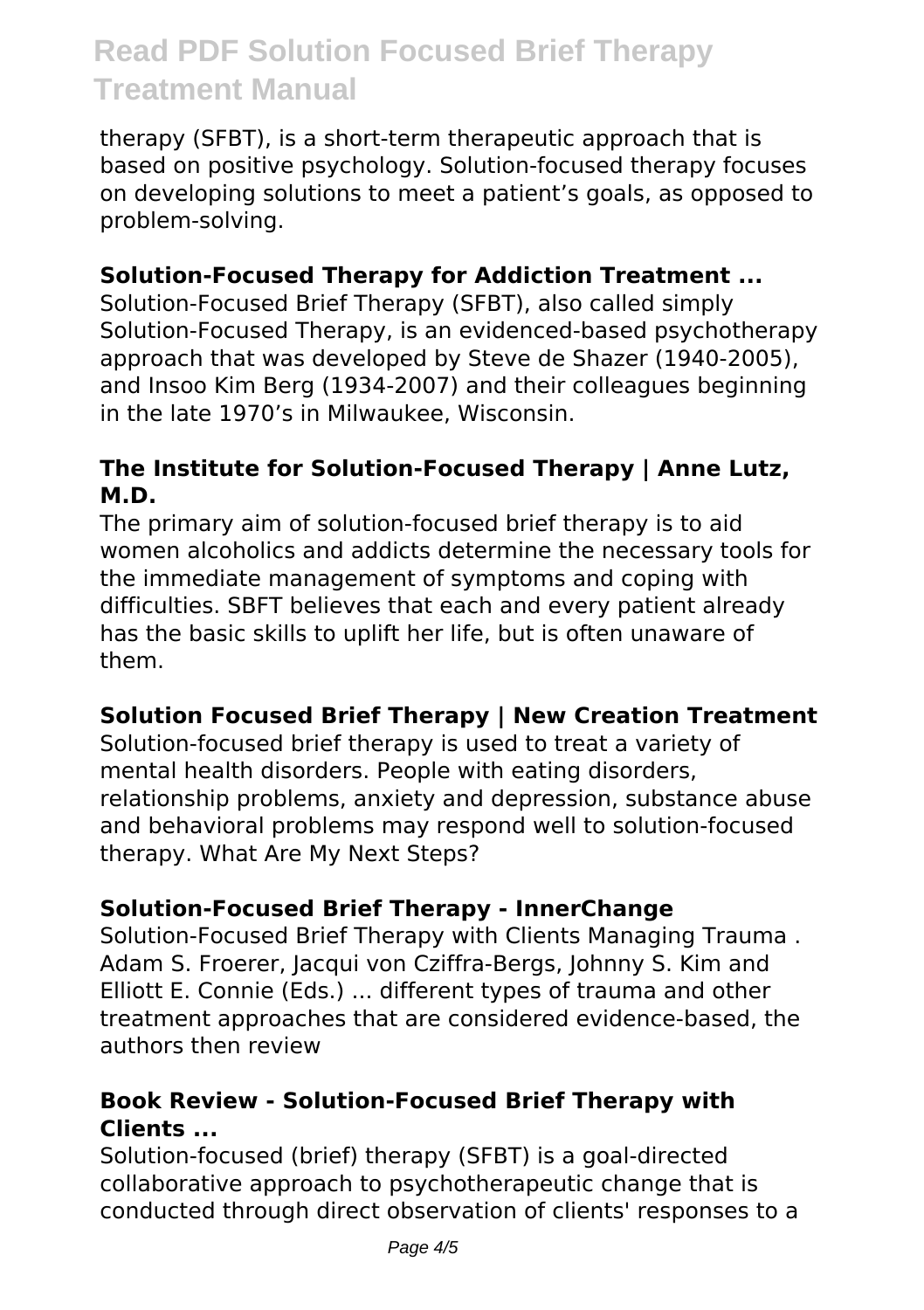therapy (SFBT), is a short-term therapeutic approach that is based on positive psychology. Solution-focused therapy focuses on developing solutions to meet a patient's goals, as opposed to problem-solving.

### Solution-Focused Therapy for Addiction Treatment ...

Solution-Focused Brief Therapy (SFBT), also called simply Solution-Focused Therapy, is an evidenced-based psychotherapy approach that was developed by Steve de Shazer (1940-2005), and Insoo Kim Berg (1934-2007) and their colleagues beginning in the late 1970's in Milwaukee, Wisconsin.

### The Institute for Solution-Focused Therapy | Anne Lutz, M.D.

The primary aim of solution-focused brief therapy is to aid women alcoholics and addicts determine the necessary tools for the immediate management of symptoms and coping with difficulties. SBFT believes that each and every patient already has the basic skills to uplift her life, but is often unaware of them.

### Solution Focused Brief Therapy | New Creation Treatment

Solution-focused brief therapy is used to treat a variety of mental health disorders. People with eating disorders, relationship problems, anxiety and depression, substance abuse and behavioral problems may respond well to solution-focused therapy. What Are My Next Steps?

### Solution-Focused Brief Therapy - InnerChange

Solution-Focused Brief Therapy with Clients Managing Trauma . Adam S. Froerer, Jacqui von Cziffra-Bergs, Johnny S. Kim and Elliott E. Connie (Eds.) ... different types of trauma and other treatment approaches that are considered evidence-based, the authors then review

### Book Review - Solution-Focused Brief Therapy with Clients ...

Solution-focused (brief) therapy (SFBT) is a goal-directed collaborative approach to psychotherapeutic change that is conducted through direct observation of clients' responses to a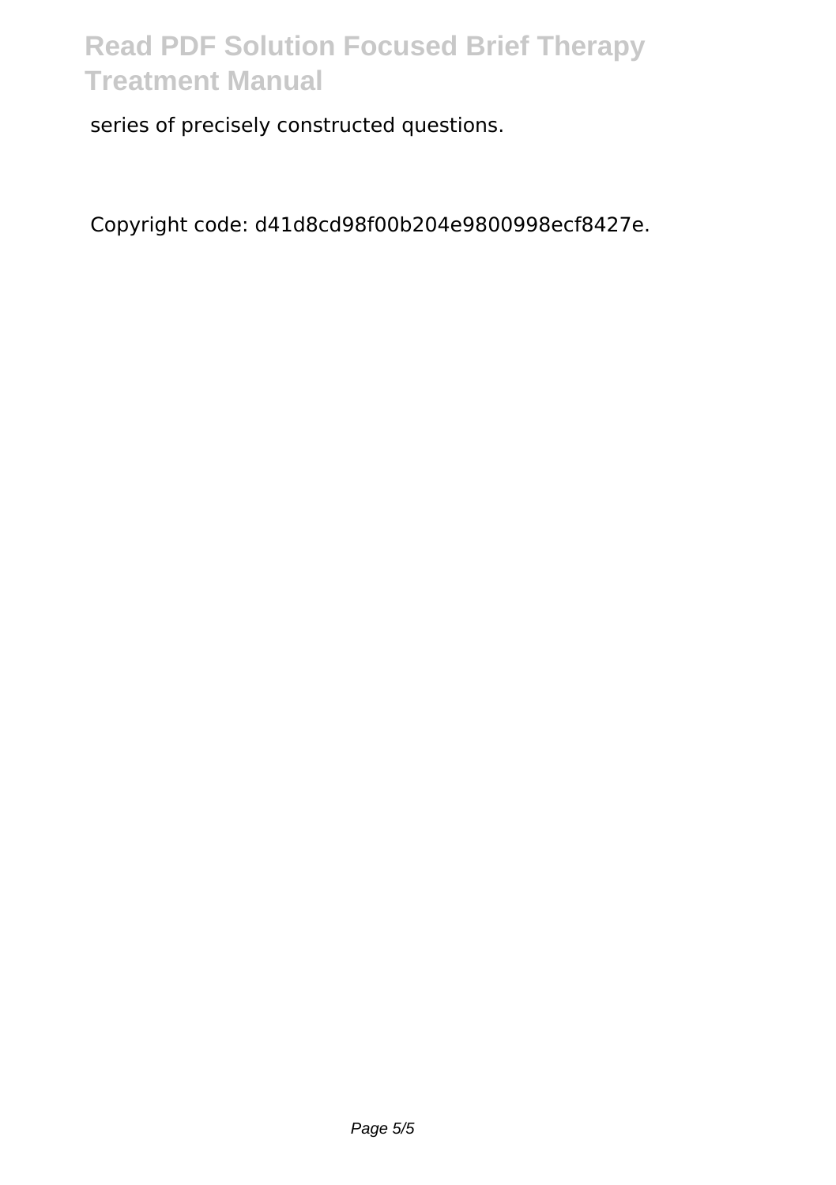series of precisely constructed questions.

Copyright code: d41d8cd98f00b204e9800998ecf8427e.